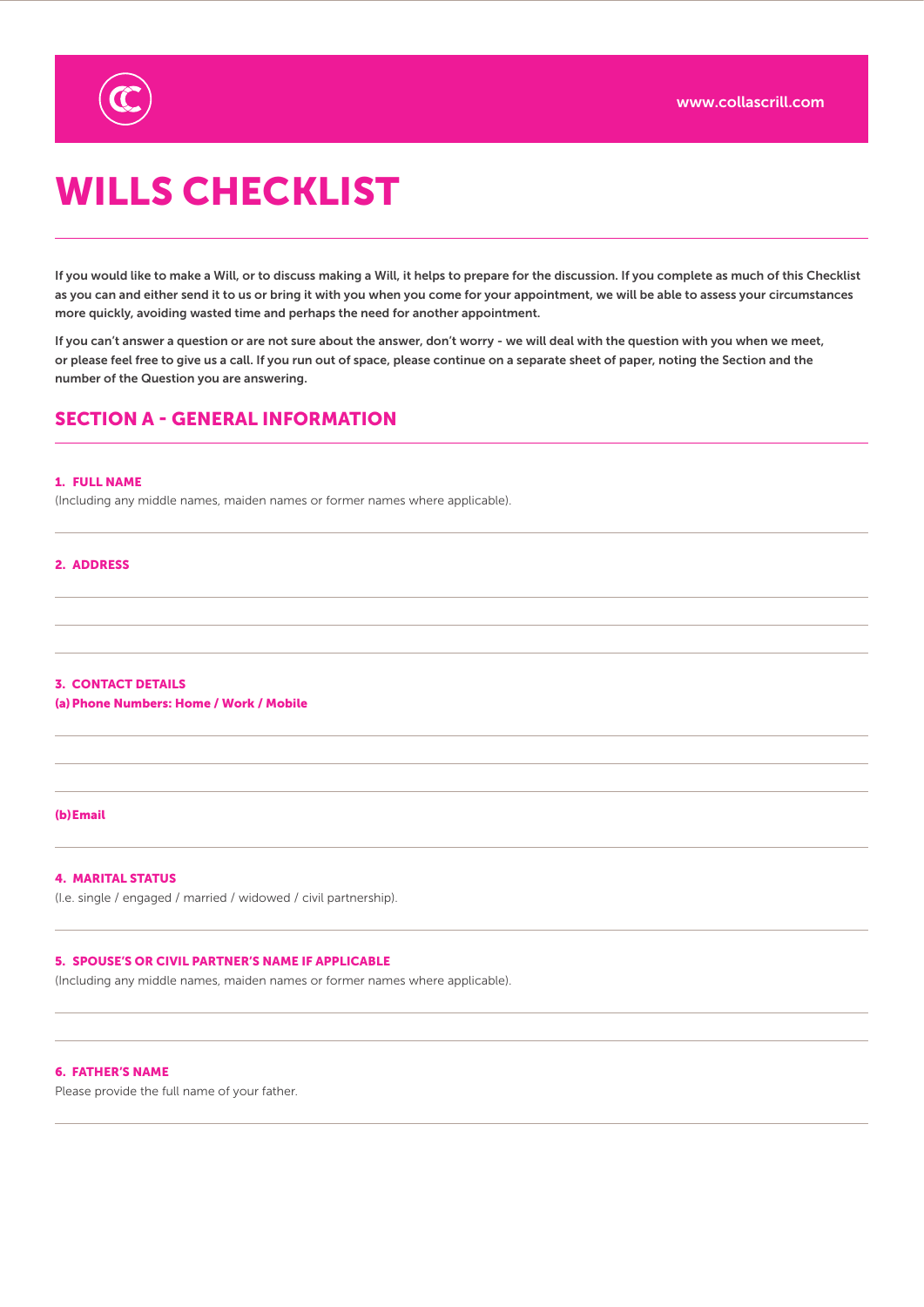www.collascrill.com

# WILLS CHECKLIST

**If you would like to make a Will, or to discuss making a Will, it helps to prepare for the discussion. If you complete as much of this Checklist as you can and either send it to us or bring it with you when you come for your appointment, we will be able to assess your circumstances more quickly, avoiding wasted time and perhaps the need for another appointment.**

**If you can't answer a question or are not sure about the answer, don't worry - we will deal with the question with you when we meet, or please feel free to give us a call. If you run out of space, please continue on a separate sheet of paper, noting the Section and the number of the Question you are answering.**

## SECTION A - GENERAL INFORMATION

#### 1. FULL NAME

(Including any middle names, maiden names or former names where applicable).

#### 2. ADDRESS

#### 3. CONTACT DETAILS

**(a) Phone Numbers: Home / Work / Mobile**

**(b) Email**

#### 4. MARITAL STATUS

(I.e. single / engaged / married / widowed / civil partnership).

#### 5. SPOUSE'S OR CIVIL PARTNER'S NAME IF APPLICABLE

(Including any middle names, maiden names or former names where applicable).

#### 6. FATHER'S NAME

Please provide the full name of your father.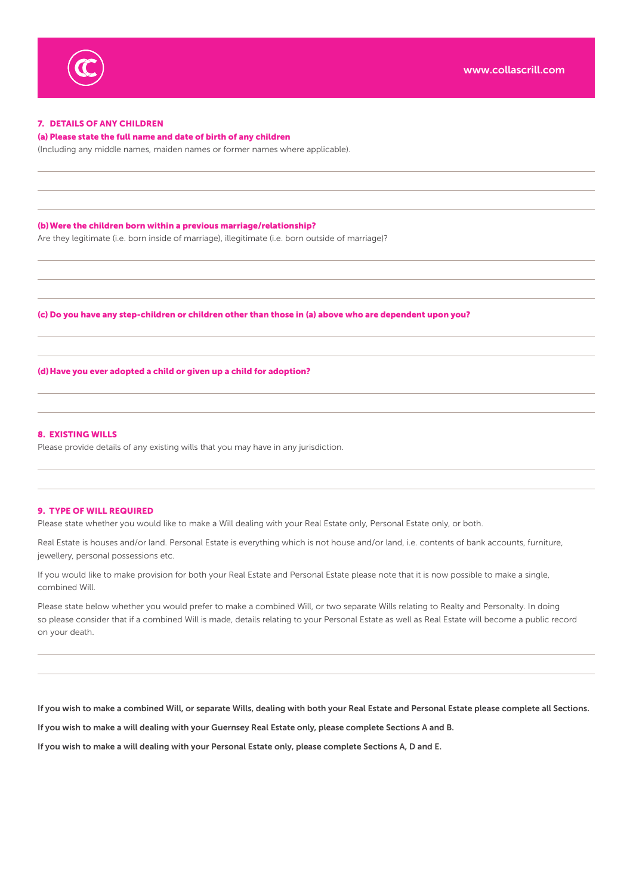## 7. DETAILS OF ANY CHILDREN

### (a) Please state the full name and date of birth of any children

(Including any middle names, maiden names or former names where applicable).

### (b) Were the children born within a previous marriage/relationship?

Are they legitimate (i.e. born inside of marriage), illegitimate (i.e. born outside of marriage)?

### (c) Do you have any step-children or children other than those in (a) above who are dependent upon you?

### (d) Have you ever adopted a child or given up a child for adoption?

## 8. EXISTING WILLS

Please provide details of any existing wills that you may have in any jurisdiction.

## 9. TYPE OF WILL REQUIRED

Please state whether you would like to make a Will dealing with your Real Estate only, Personal Estate only, or both.

Real Estate is houses and/or land. Personal Estate is everything which is not house and/or land, i.e. contents of bank accounts, furniture, jewellery, personal possessions etc.

If you would like to make provision for both your Real Estate and Personal Estate please note that it is now possible to make a single, combined Will.

Please state below whether you would prefer to make a combined Will, or two separate Wills relating to Realty and Personalty. In doing so please consider that if a combined Will is made, details relating to your Personal Estate as well as Real Estate will become a public record on your death.

**If you wish to make a combined Will, or separate Wills, dealing with both your Real Estate and Personal Estate please complete all Sections.**

**If you wish to make a will dealing with your Guernsey Real Estate only, please complete Sections A and B.**

**If you wish to make a will dealing with your Personal Estate only, please complete Sections A, D and E.**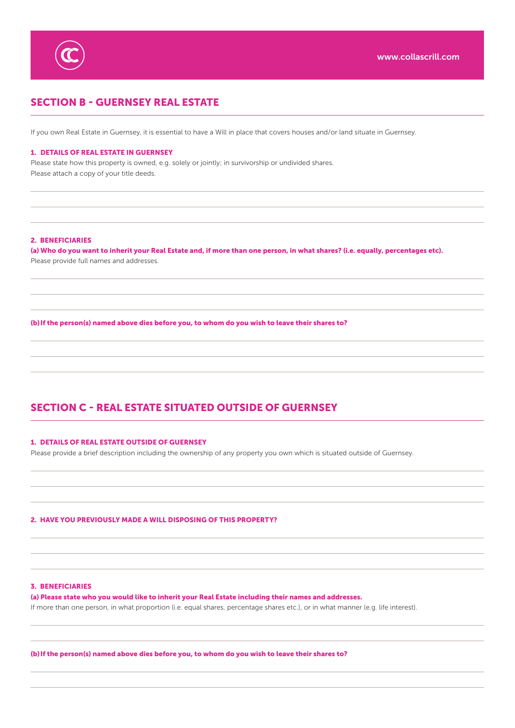## SECTION B - GUERNSEY REAL ESTATE

If you own Real Estate in Guernsey, it is essential to have a Will in place that covers houses and/or land situate in Guernsey.

### 1. DETAILS OF REAL ESTATE IN GUERNSEY

Please state how this property is owned, e.g. solely or jointly; in survivorship or undivided shares.
Please attach a copy of your title deeds.

### 2. BENEFICIARIES

**(a) Who do you want to inherit your Real Estate and, if more than one person, in what shares? (i.e. equally, percentages etc).**
Please provide full names and addresses.

**(b) If the person(s) named above dies before you, to whom do you wish to leave their shares to?**

## SECTION C - REAL ESTATE SITUATED OUTSIDE OF GUERNSEY

### 1. DETAILS OF REAL ESTATE OUTSIDE OF GUERNSEY

Please provide a brief description including the ownership of any property you own which is situated outside of Guernsey.

### 2. HAVE YOU PREVIOUSLY MADE A WILL DISPOSING OF THIS PROPERTY?

### 3. BENEFICIARIES

**(a) Please state who you would like to inherit your Real Estate including their names and addresses.**
If more than one person, in what proportion (i.e. equal shares, percentage shares etc.), or in what manner (e.g. life interest).

**(b) If the person(s) named above dies before you, to whom do you wish to leave their shares to?**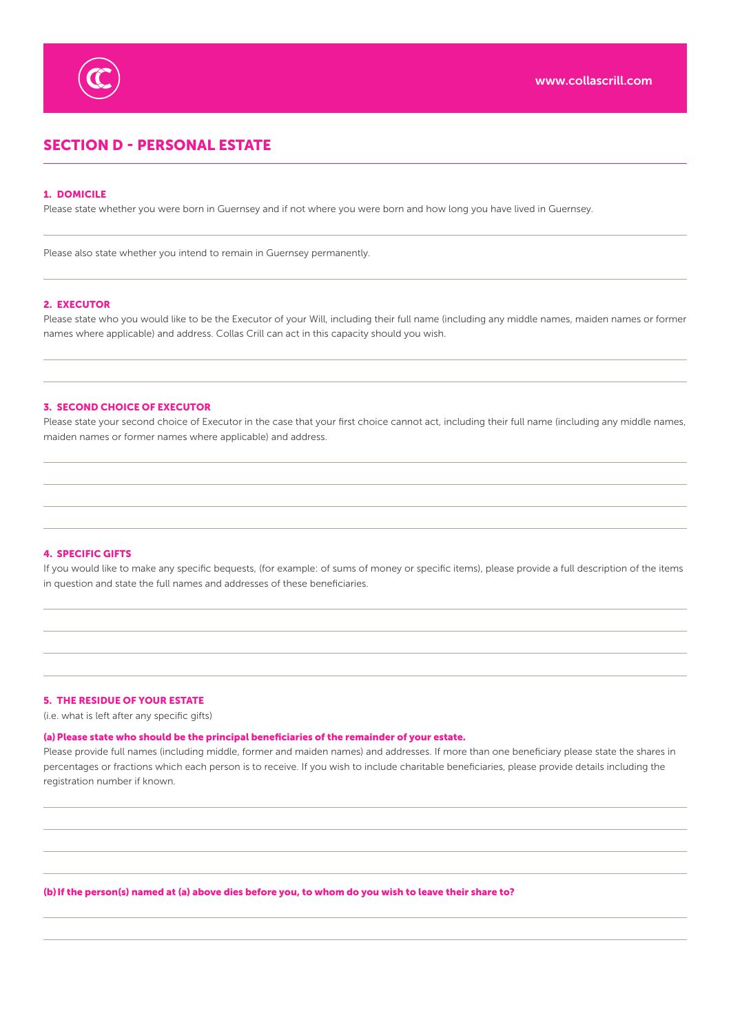## SECTION D - PERSONAL ESTATE

### 1. DOMICILE

Please state whether you were born in Guernsey and if not where you were born and how long you have lived in Guernsey.

Please also state whether you intend to remain in Guernsey permanently.

### 2. EXECUTOR

Please state who you would like to be the Executor of your Will, including their full name (including any middle names, maiden names or former names where applicable) and address. Collas Crill can act in this capacity should you wish.

### 3. SECOND CHOICE OF EXECUTOR

Please state your second choice of Executor in the case that your first choice cannot act, including their full name (including any middle names, maiden names or former names where applicable) and address.

### 4. SPECIFIC GIFTS

If you would like to make any specific bequests, (for example: of sums of money or specific items), please provide a full description of the items in question and state the full names and addresses of these beneficiaries.

### 5. THE RESIDUE OF YOUR ESTATE

(i.e. what is left after any specific gifts)

**(a) Please state who should be the principal beneficiaries of the remainder of your estate.**

Please provide full names (including middle, former and maiden names) and addresses. If more than one beneficiary please state the shares in percentages or fractions which each person is to receive. If you wish to include charitable beneficiaries, please provide details including the registration number if known.

**(b) If the person(s) named at (a) above dies before you, to whom do you wish to leave their share to?**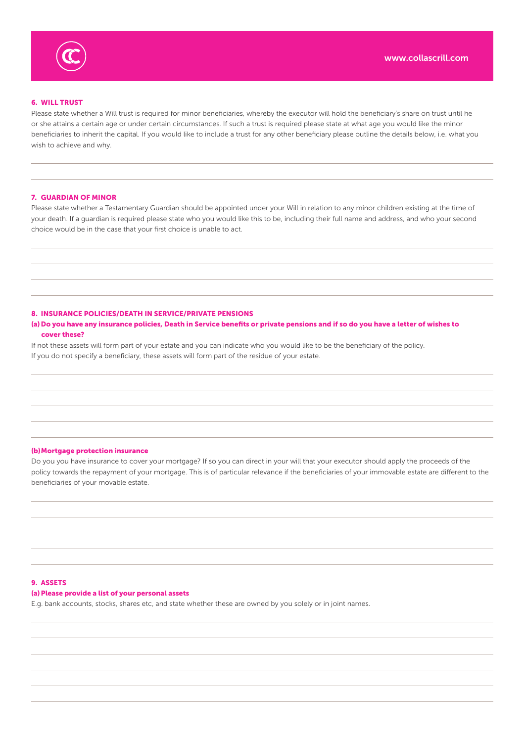## 6. WILL TRUST

Please state whether a Will trust is required for minor beneficiaries, whereby the executor will hold the beneficiary's share on trust until he or she attains a certain age or under certain circumstances. If such a trust is required please state at what age you would like the minor beneficiaries to inherit the capital. If you would like to include a trust for any other beneficiary please outline the details below, i.e. what you wish to achieve and why.

## 7. GUARDIAN OF MINOR

Please state whether a Testamentary Guardian should be appointed under your Will in relation to any minor children existing at the time of your death. If a guardian is required please state who you would like this to be, including their full name and address, and who your second choice would be in the case that your first choice is unable to act.

## 8. INSURANCE POLICIES/DEATH IN SERVICE/PRIVATE PENSIONS

### (a) Do you have any insurance policies, Death in Service benefits or private pensions and if so do you have a letter of wishes to cover these?

If not these assets will form part of your estate and you can indicate who you would like to be the beneficiary of the policy.
If you do not specify a beneficiary, these assets will form part of the residue of your estate.

### (b) Mortgage protection insurance

Do you you have insurance to cover your mortgage? If so you can direct in your will that your executor should apply the proceeds of the policy towards the repayment of your mortgage. This is of particular relevance if the beneficiaries of your immovable estate are different to the beneficiaries of your movable estate.

## 9. ASSETS

### (a) Please provide a list of your personal assets

E.g. bank accounts, stocks, shares etc, and state whether these are owned by you solely or in joint names.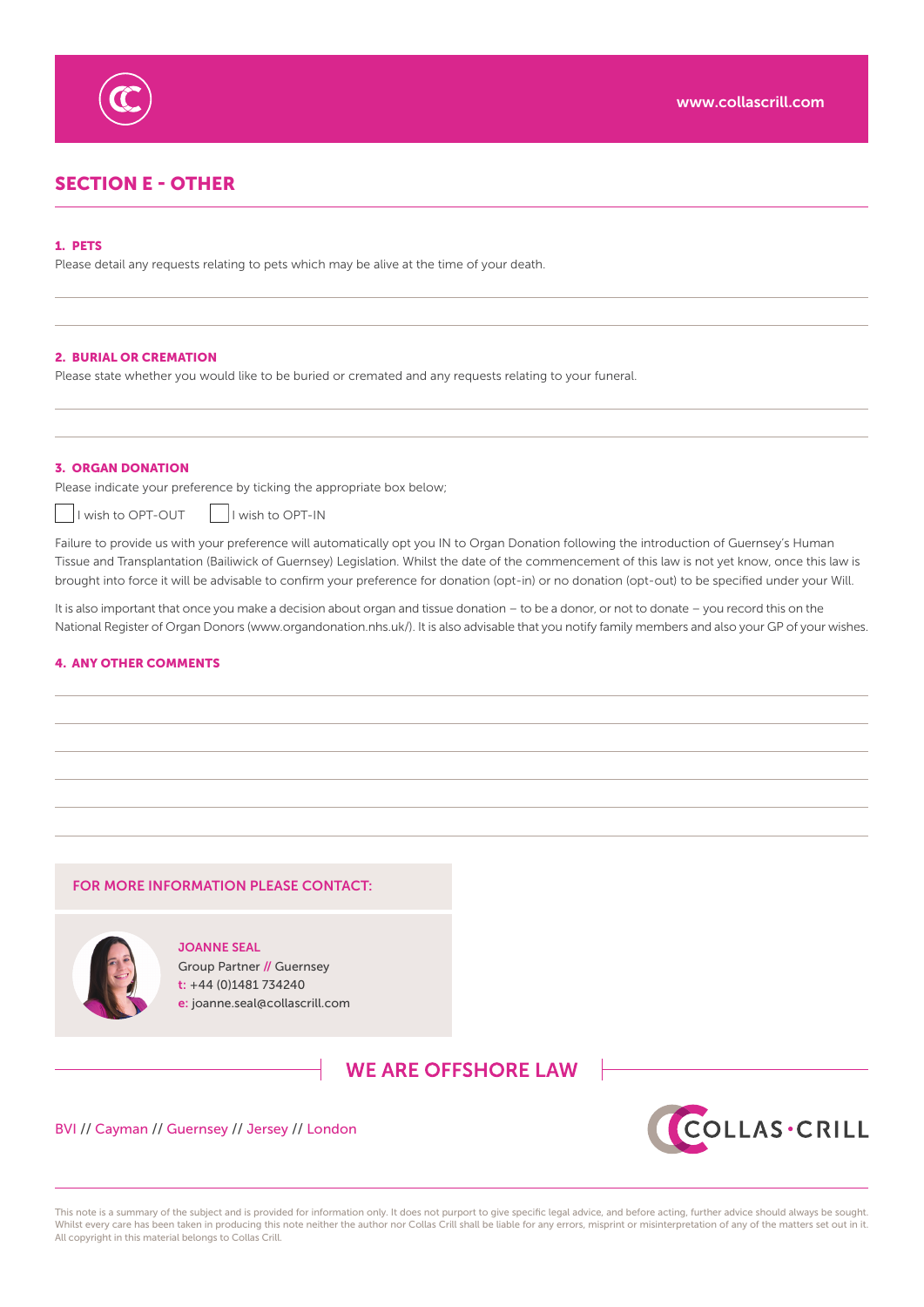## SECTION E - OTHER

### 1. PETS

Please detail any requests relating to pets which may be alive at the time of your death.

### 2. BURIAL OR CREMATION

Please state whether you would like to be buried or cremated and any requests relating to your funeral.

### 3. ORGAN DONATION

Please indicate your preference by ticking the appropriate box below;

☐ I wish to OPT-OUT ☐ I wish to OPT-IN

Failure to provide us with your preference will automatically opt you IN to Organ Donation following the introduction of Guernsey's Human Tissue and Transplantation (Bailiwick of Guernsey) Legislation. Whilst the date of the commencement of this law is not yet know, once this law is brought into force it will be advisable to confirm your preference for donation (opt-in) or no donation (opt-out) to be specified under your Will.

It is also important that once you make a decision about organ and tissue donation – to be a donor, or not to donate – you record this on the National Register of Organ Donors (www.organdonation.nhs.uk/). It is also advisable that you notify family members and also your GP of your wishes.

### 4. ANY OTHER COMMENTS

**FOR MORE INFORMATION PLEASE CONTACT:**

**JOANNE SEAL**
Group Partner // Guernsey
t: +44 (0)1481 734240
e: joanne.seal@collascrill.com

**WE ARE OFFSHORE LAW**

BVI // Cayman // Guernsey // Jersey // London

COLLAS·CRILL

This note is a summary of the subject and is provided for information only. It does not purport to give specific legal advice, and before acting, further advice should always be sought. Whilst every care has been taken in producing this note neither the author nor Collas Crill shall be liable for any errors, misprint or misinterpretation of any of the matters set out in it. All copyright in this material belongs to Collas Crill.